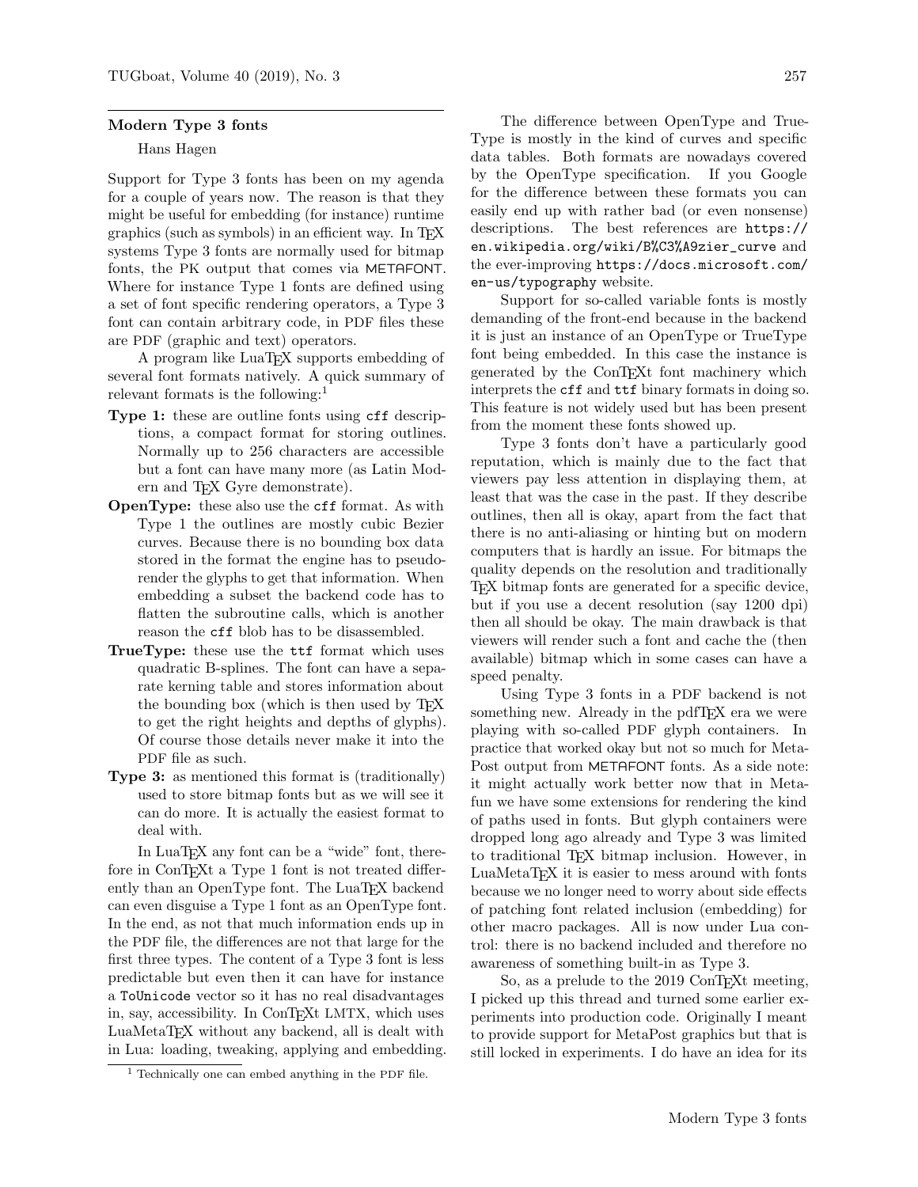## Modern Type 3 fonts

Hans Hagen

Support for Type 3 fonts has been on my agenda for a couple of years now. The reason is that they might be useful for embedding (for instance) runtime graphics (such as symbols) in an efficient way. In TeX systems Type 3 fonts are normally used for bitmap fonts, the PK output that comes via METAFONT. Where for instance Type 1 fonts are defined using a set of font specific rendering operators, a Type 3 font can contain arbitrary code, in PDF files these are PDF (graphic and text) operators.

A program like LuaTeX supports embedding of several font formats natively. A quick summary of relevant formats is the following:[1]

**Type 1:** these are outline fonts using `cff` descriptions, a compact format for storing outlines. Normally up to 256 characters are accessible but a font can have many more (as Latin Modern and TeX Gyre demonstrate).

**OpenType:** these also use the `cff` format. As with Type 1 the outlines are mostly cubic Bezier curves. Because there is no bounding box data stored in the format the engine has to pseudo-render the glyphs to get that information. When embedding a subset the backend code has to flatten the subroutine calls, which is another reason the `cff` blob has to be disassembled.

**TrueType:** these use the `ttf` format which uses quadratic B-splines. The font can have a separate kerning table and stores information about the bounding box (which is then used by TeX to get the right heights and depths of glyphs). Of course those details never make it into the PDF file as such.

**Type 3:** as mentioned this format is (traditionally) used to store bitmap fonts but as we will see it can do more. It is actually the easiest format to deal with.

In LuaTeX any font can be a "wide" font, therefore in ConTeXt a Type 1 font is not treated differently than an OpenType font. The LuaTeX backend can even disguise a Type 1 font as an OpenType font. In the end, as not that much information ends up in the PDF file, the differences are not that large for the first three types. The content of a Type 3 font is less predictable but even then it can have for instance a `ToUnicode` vector so it has no real disadvantages in, say, accessibility. In ConTeXt LMTX, which uses LuaMetaTeX without any backend, all is dealt with in Lua: loading, tweaking, applying and embedding.

[1] Technically one can embed anything in the PDF file.

The difference between OpenType and TrueType is mostly in the kind of curves and specific data tables. Both formats are nowadays covered by the OpenType specification. If you Google for the difference between these formats you can easily end up with rather bad (or even nonsense) descriptions. The best references are `https://en.wikipedia.org/wiki/B%C3%A9zier_curve` and the ever-improving `https://docs.microsoft.com/en-us/typography` website.

Support for so-called variable fonts is mostly demanding of the front-end because in the backend it is just an instance of an OpenType or TrueType font being embedded. In this case the instance is generated by the ConTeXt font machinery which interprets the `cff` and `ttf` binary formats in doing so. This feature is not widely used but has been present from the moment these fonts showed up.

Type 3 fonts don't have a particularly good reputation, which is mainly due to the fact that viewers pay less attention in displaying them, at least that was the case in the past. If they describe outlines, then all is okay, apart from the fact that there is no anti-aliasing or hinting but on modern computers that is hardly an issue. For bitmaps the quality depends on the resolution and traditionally TeX bitmap fonts are generated for a specific device, but if you use a decent resolution (say 1200 dpi) then all should be okay. The main drawback is that viewers will render such a font and cache the (then available) bitmap which in some cases can have a speed penalty.

Using Type 3 fonts in a PDF backend is not something new. Already in the pdfTeX era we were playing with so-called PDF glyph containers. In practice that worked okay but not so much for MetaPost output from METAFONT fonts. As a side note: it might actually work better now that in Metafun we have some extensions for rendering the kind of paths used in fonts. But glyph containers were dropped long ago already and Type 3 was limited to traditional TeX bitmap inclusion. However, in LuaMetaTeX it is easier to mess around with fonts because we no longer need to worry about side effects of patching font related inclusion (embedding) for other macro packages. All is now under Lua control: there is no backend included and therefore no awareness of something built-in as Type 3.

So, as a prelude to the 2019 ConTeXt meeting, I picked up this thread and turned some earlier experiments into production code. Originally I meant to provide support for MetaPost graphics but that is still locked in experiments. I do have an idea for its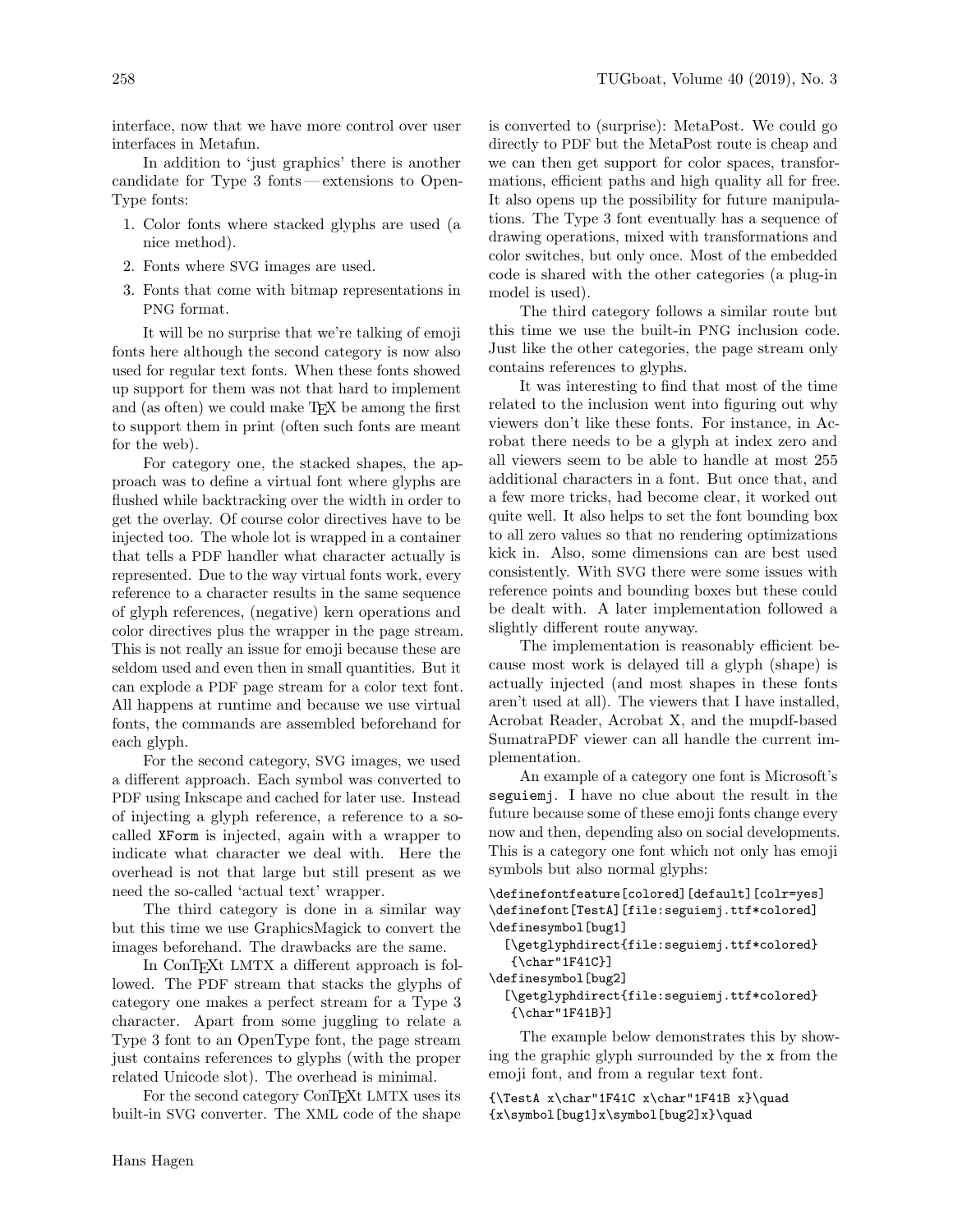interface, now that we have more control over user interfaces in Metafun.

In addition to 'just graphics' there is another candidate for Type 3 fonts — extensions to OpenType fonts:

1. Color fonts where stacked glyphs are used (a nice method).
2. Fonts where SVG images are used.
3. Fonts that come with bitmap representations in PNG format.

It will be no surprise that we're talking of emoji fonts here although the second category is now also used for regular text fonts. When these fonts showed up support for them was not that hard to implement and (as often) we could make TEX be among the first to support them in print (often such fonts are meant for the web).

For category one, the stacked shapes, the approach was to define a virtual font where glyphs are flushed while backtracking over the width in order to get the overlay. Of course color directives have to be injected too. The whole lot is wrapped in a container that tells a PDF handler what character actually is represented. Due to the way virtual fonts work, every reference to a character results in the same sequence of glyph references, (negative) kern operations and color directives plus the wrapper in the page stream. This is not really an issue for emoji because these are seldom used and even then in small quantities. But it can explode a PDF page stream for a color text font. All happens at runtime and because we use virtual fonts, the commands are assembled beforehand for each glyph.

For the second category, SVG images, we used a different approach. Each symbol was converted to PDF using Inkscape and cached for later use. Instead of injecting a glyph reference, a reference to a so-called `XForm` is injected, again with a wrapper to indicate what character we deal with. Here the overhead is not that large but still present as we need the so-called 'actual text' wrapper.

The third category is done in a similar way but this time we use GraphicsMagick to convert the images beforehand. The drawbacks are the same.

In ConTEXt LMTX a different approach is followed. The PDF stream that stacks the glyphs of category one makes a perfect stream for a Type 3 character. Apart from some juggling to relate a Type 3 font to an OpenType font, the page stream just contains references to glyphs (with the proper related Unicode slot). The overhead is minimal.

For the second category ConTEXt LMTX uses its built-in SVG converter. The XML code of the shape is converted to (surprise): MetaPost. We could go directly to PDF but the MetaPost route is cheap and we can then get support for color spaces, transformations, efficient paths and high quality all for free. It also opens up the possibility for future manipulations. The Type 3 font eventually has a sequence of drawing operations, mixed with transformations and color switches, but only once. Most of the embedded code is shared with the other categories (a plug-in model is used).

The third category follows a similar route but this time we use the built-in PNG inclusion code. Just like the other categories, the page stream only contains references to glyphs.

It was interesting to find that most of the time related to the inclusion went into figuring out why viewers don't like these fonts. For instance, in Acrobat there needs to be a glyph at index zero and all viewers seem to be able to handle at most 255 additional characters in a font. But once that, and a few more tricks, had become clear, it worked out quite well. It also helps to set the font bounding box to all zero values so that no rendering optimizations kick in. Also, some dimensions can are best used consistently. With SVG there were some issues with reference points and bounding boxes but these could be dealt with. A later implementation followed a slightly different route anyway.

The implementation is reasonably efficient because most work is delayed till a glyph (shape) is actually injected (and most shapes in these fonts aren't used at all). The viewers that I have installed, Acrobat Reader, Acrobat X, and the mupdf-based SumatraPDF viewer can all handle the current implementation.

An example of a category one font is Microsoft's `seguiemj`. I have no clue about the result in the future because some of these emoji fonts change every now and then, depending also on social developments. This is a category one font which not only has emoji symbols but also normal glyphs:

```
\definefontfeature[colored][default][colr=yes]
\definefont[TestA][file:seguiemj.ttf*colored]
\definesymbol[bug1]
  [\getglyphdirect{file:seguiemj.ttf*colored}
   {\char"1F41C}]
\definesymbol[bug2]
  [\getglyphdirect{file:seguiemj.ttf*colored}
   {\char"1F41B}]
```

The example below demonstrates this by showing the graphic glyph surrounded by the `x` from the emoji font, and from a regular text font.

```
{\TestA x\char"1F41C x\char"1F41B x}\quad
{x\symbol[bug1]x\symbol[bug2]x}\quad
```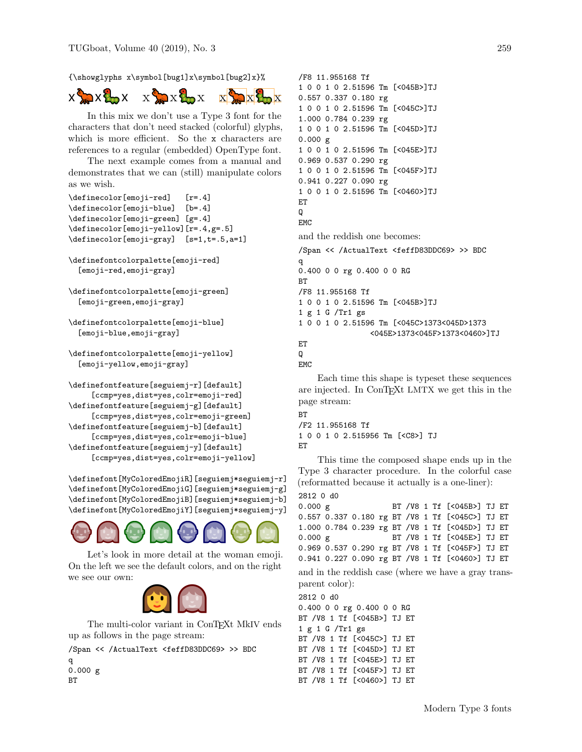```
{\showglyphs x\symbol[bug1]x\symbol[bug2]x}%
```

In this mix we don't use a Type 3 font for the characters that don't need stacked (colorful) glyphs, which is more efficient. So the x characters are references to a regular (embedded) OpenType font.

The next example comes from a manual and demonstrates that we can (still) manipulate colors as we wish.

```
\definecolor[emoji-red]    [r=.4]
\definecolor[emoji-blue]   [b=.4]
\definecolor[emoji-green]  [g=.4]
\definecolor[emoji-yellow] [r=.4,g=.5]
\definecolor[emoji-gray]   [s=1,t=.5,a=1]

\definefontcolorpalette[emoji-red]
  [emoji-red,emoji-gray]

\definefontcolorpalette[emoji-green]
  [emoji-green,emoji-gray]

\definefontcolorpalette[emoji-blue]
  [emoji-blue,emoji-gray]

\definefontcolorpalette[emoji-yellow]
  [emoji-yellow,emoji-gray]

\definefontfeature[seguiemj-r][default]
     [ccmp=yes,dist=yes,colr=emoji-red]
\definefontfeature[seguiemj-g][default]
     [ccmp=yes,dist=yes,colr=emoji-green]
\definefontfeature[seguiemj-b][default]
     [ccmp=yes,dist=yes,colr=emoji-blue]
\definefontfeature[seguiemj-y][default]
     [ccmp=yes,dist=yes,colr=emoji-yellow]

\definefont[MyColoredEmojiR][seguiemj*seguiemj-r]
\definefont[MyColoredEmojiG][seguiemj*seguiemj-g]
\definefont[MyColoredEmojiB][seguiemj*seguiemj-b]
\definefont[MyColoredEmojiY][seguiemj*seguiemj-y]
```

Let's look in more detail at the woman emoji. On the left we see the default colors, and on the right we see our own:

The multi-color variant in ConTEXt MkIV ends up as follows in the page stream:

```
/Span << /ActualText <feffD83DDC69> >> BDC
q
0.000 g
BT
/F8 11.955168 Tf
1 0 0 1 0 2.51596 Tm [<045B>]TJ
0.557 0.337 0.180 rg
1 0 0 1 0 2.51596 Tm [<045C>]TJ
1.000 0.784 0.239 rg
1 0 0 1 0 2.51596 Tm [<045D>]TJ
0.000 g
1 0 0 1 0 2.51596 Tm [<045E>]TJ
0.969 0.537 0.290 rg
1 0 0 1 0 2.51596 Tm [<045F>]TJ
0.941 0.227 0.090 rg
1 0 0 1 0 2.51596 Tm [<0460>]TJ
ET
Q
EMC
```

and the reddish one becomes:

```
/Span << /ActualText <feffD83DDC69> >> BDC
q
0.400 0 0 rg 0.400 0 0 RG
BT
/F8 11.955168 Tf
1 0 0 1 0 2.51596 Tm [<045B>]TJ
1 g 1 G /Tr1 gs
1 0 0 1 0 2.51596 Tm [<045C>1373<045D>1373
                <045E>1373<045F>1373<0460>]TJ
ET
Q
EMC
```

Each time this shape is typeset these sequences are injected. In ConTEXt LMTX we get this in the page stream:

```
BT
/F2 11.955168 Tf
1 0 0 1 0 2.515956 Tm [<C8>] TJ
ET
```

This time the composed shape ends up in the Type 3 character procedure. In the colorful case (reformatted because it actually is a one-liner):

```
2812 0 d0
0.000 g             BT /V8 1 Tf [<045B>] TJ ET
0.557 0.337 0.180 rg BT /V8 1 Tf [<045C>] TJ ET
1.000 0.784 0.239 rg BT /V8 1 Tf [<045D>] TJ ET
0.000 g             BT /V8 1 Tf [<045E>] TJ ET
0.969 0.537 0.290 rg BT /V8 1 Tf [<045F>] TJ ET
0.941 0.227 0.090 rg BT /V8 1 Tf [<0460>] TJ ET
```

and in the reddish case (where we have a gray transparent color):

```
2812 0 d0
0.400 0 0 rg 0.400 0 0 RG
BT /V8 1 Tf [<045B>] TJ ET
1 g 1 G /Tr1 gs
BT /V8 1 Tf [<045C>] TJ ET
BT /V8 1 Tf [<045D>] TJ ET
BT /V8 1 Tf [<045E>] TJ ET
BT /V8 1 Tf [<045F>] TJ ET
BT /V8 1 Tf [<0460>] TJ ET
```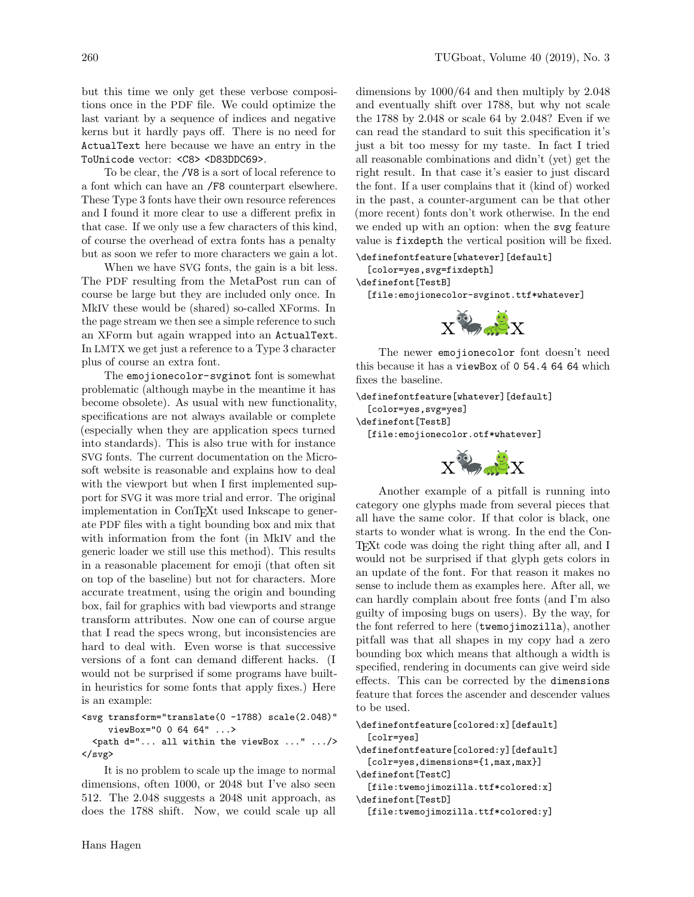but this time we only get these verbose compositions once in the PDF file. We could optimize the last variant by a sequence of indices and negative kerns but it hardly pays off. There is no need for ActualText here because we have an entry in the ToUnicode vector: <C8> <D83DDC69>.

To be clear, the /V8 is a sort of local reference to a font which can have an /F8 counterpart elsewhere. These Type 3 fonts have their own resource references and I found it more clear to use a different prefix in that case. If we only use a few characters of this kind, of course the overhead of extra fonts has a penalty but as soon we refer to more characters we gain a lot.

When we have SVG fonts, the gain is a bit less. The PDF resulting from the MetaPost run can of course be large but they are included only once. In MkIV these would be (shared) so-called XForms. In the page stream we then see a simple reference to such an XForm but again wrapped into an ActualText. In LMTX we get just a reference to a Type 3 character plus of course an extra font.

The emojionecolor-svginot font is somewhat problematic (although maybe in the meantime it has become obsolete). As usual with new functionality, specifications are not always available or complete (especially when they are application specs turned into standards). This is also true with for instance SVG fonts. The current documentation on the Microsoft website is reasonable and explains how to deal with the viewport but when I first implemented support for SVG it was more trial and error. The original implementation in ConTEXt used Inkscape to generate PDF files with a tight bounding box and mix that with information from the font (in MkIV and the generic loader we still use this method). This results in a reasonable placement for emoji (that often sit on top of the baseline) but not for characters. More accurate treatment, using the origin and bounding box, fail for graphics with bad viewports and strange transform attributes. Now one can of course argue that I read the specs wrong, but inconsistencies are hard to deal with. Even worse is that successive versions of a font can demand different hacks. (I would not be surprised if some programs have built-in heuristics for some fonts that apply fixes.) Here is an example:

```
<svg transform="translate(0 -1788) scale(2.048)"
     viewBox="0 0 64 64" ...>
  <path d="... all within the viewBox ..." .../>
</svg>
```

It is no problem to scale up the image to normal dimensions, often 1000, or 2048 but I've also seen 512. The 2.048 suggests a 2048 unit approach, as does the 1788 shift. Now, we could scale up all dimensions by 1000/64 and then multiply by 2.048 and eventually shift over 1788, but why not scale the 1788 by 2.048 or scale 64 by 2.048? Even if we can read the standard to suit this specification it's just a bit too messy for my taste. In fact I tried all reasonable combinations and didn't (yet) get the right result. In that case it's easier to just discard the font. If a user complains that it (kind of) worked in the past, a counter-argument can be that other (more recent) fonts don't work otherwise. In the end we ended up with an option: when the svg feature value is fixdepth the vertical position will be fixed.

```
\definefontfeature[whatever][default]
  [color=yes,svg=fixdepth]
\definefont[TestB]
  [file:emojionecolor-svginot.ttf*whatever]
```

The newer emojionecolor font doesn't need this because it has a viewBox of 0 54.4 64 64 which fixes the baseline.

```
\definefontfeature[whatever][default]
  [color=yes,svg=yes]
\definefont[TestB]
  [file:emojionecolor.otf*whatever]
```

Another example of a pitfall is running into category one glyphs made from several pieces that all have the same color. If that color is black, one starts to wonder what is wrong. In the end the ConTEXt code was doing the right thing after all, and I would not be surprised if that glyph gets colors in an update of the font. For that reason it makes no sense to include them as examples here. After all, we can hardly complain about free fonts (and I'm also guilty of imposing bugs on users). By the way, for the font referred to here (twemojimozilla), another pitfall was that all shapes in my copy had a zero bounding box which means that although a width is specified, rendering in documents can give weird side effects. This can be corrected by the dimensions feature that forces the ascender and descender values to be used.

```
\definefontfeature[colored:x][default]
  [colr=yes]
\definefontfeature[colored:y][default]
  [colr=yes,dimensions={1,max,max}]
\definefont[TestC]
  [file:twemojimozilla.ttf*colored:x]
\definefont[TestD]
  [file:twemojimozilla.ttf*colored:y]
```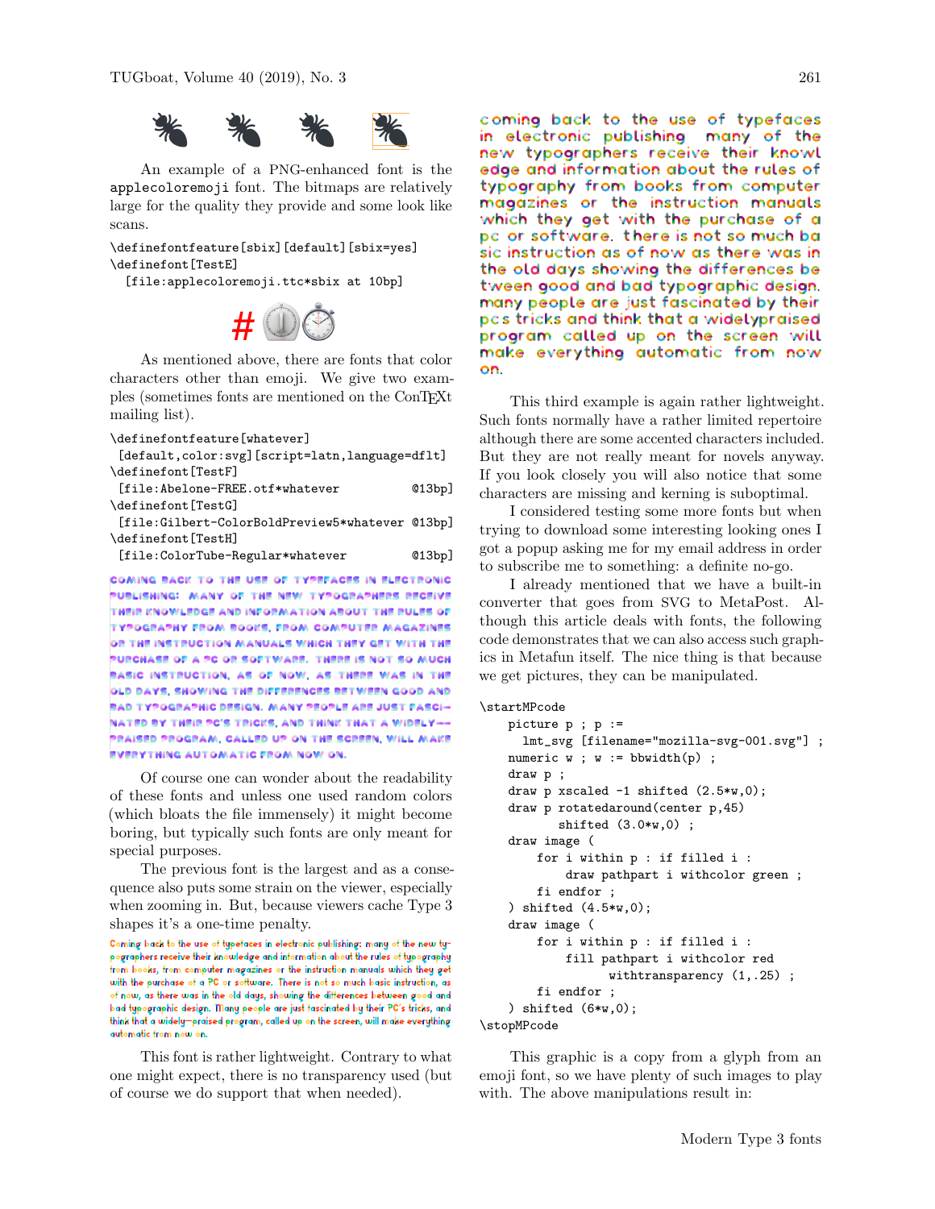An example of a PNG-enhanced font is the applecoloremoji font. The bitmaps are relatively large for the quality they provide and some look like scans.

```
\definefontfeature[sbix][default][sbix=yes]
\definefont[TestE]
  [file:applecoloremoji.ttc*sbix at 10bp]
```

As mentioned above, there are fonts that color characters other than emoji. We give two examples (sometimes fonts are mentioned on the ConTEXt mailing list).

```
\definefontfeature[whatever]
 [default,color:svg][script=latn,language=dflt]
\definefont[TestF]
 [file:Abelone-FREE.otf*whatever              @13bp]
\definefont[TestG]
 [file:Gilbert-ColorBoldPreview5*whatever @13bp]
\definefont[TestH]
 [file:ColorTube-Regular*whatever             @13bp]
```

COMING BACK TO THE USE OF TYPEFACES IN ELECTRONIC PUBLISHING: MANY OF THE NEW TYPOGRAPHERS RECEIVE THEIR KNOWLEDGE AND INFORMATION ABOUT THE RULES OF TYPOGRAPHY FROM BOOKS, FROM COMPUTER MAGAZINES OR THE INSTRUCTION MANUALS WHICH THEY GET WITH THE PURCHASE OF A PC OR SOFTWARE. THERE IS NOT SO MUCH BASIC INSTRUCTION, AS OF NOW, AS THERE WAS IN THE OLD DAYS, SHOWING THE DIFFERENCES BETWEEN GOOD AND BAD TYPOGRAPHIC DESIGN. MANY PEOPLE ARE JUST FASCINATED BY THEIR PC'S TRICKS, AND THINK THAT A WIDELY—PRAISED PROGRAM, CALLED UP ON THE SCREEN, WILL MAKE EVERYTHING AUTOMATIC FROM NOW ON.

Of course one can wonder about the readability of these fonts and unless one used random colors (which bloats the file immensely) it might become boring, but typically such fonts are only meant for special purposes.

The previous font is the largest and as a consequence also puts some strain on the viewer, especially when zooming in. But, because viewers cache Type 3 shapes it's a one-time penalty.

Coming back to the use of typefaces in electronic publishing: many of the new typographers receive their knowledge and information about the rules of typography from books, from computer magazines or the instruction manuals which they get with the purchase of a PC or software. There is not so much basic instruction, as of now, as there was in the old days, showing the differences between good and bad typographic design. Many people are just fascinated by their PC's tricks, and think that a widely—praised program, called up on the screen, will make everything automatic from now on.

This font is rather lightweight. Contrary to what one might expect, there is no transparency used (but of course we do support that when needed).

coming back to the use of typefaces in electronic publishing many of the new typographers receive their knowledge and information about the rules of typography from books from computer magazines or the instruction manuals which they get with the purchase of a pc or software. there is not so much basic instruction as of now as there was in the old days showing the differences between good and bad typographic design. many people are just fascinated by their pcs tricks and think that a widelypraised program called up on the screen will make everything automatic from now on.

This third example is again rather lightweight. Such fonts normally have a rather limited repertoire although there are some accented characters included. But they are not really meant for novels anyway. If you look closely you will also notice that some characters are missing and kerning is suboptimal.

I considered testing some more fonts but when trying to download some interesting looking ones I got a popup asking me for my email address in order to subscribe me to something: a definite no-go.

I already mentioned that we have a built-in converter that goes from SVG to MetaPost. Although this article deals with fonts, the following code demonstrates that we can also access such graphics in Metafun itself. The nice thing is that because we get pictures, they can be manipulated.

```
\startMPcode
    picture p ; p :=
      lmt_svg [filename="mozilla-svg-001.svg"] ;
    numeric w ; w := bbwidth(p) ;
    draw p ;
    draw p xscaled -1 shifted (2.5*w,0);
    draw p rotatedaround(center p,45)
          shifted (3.0*w,0) ;
    draw image (
        for i within p : if filled i :
            draw pathpart i withcolor green ;
        fi endfor ;
    ) shifted (4.5*w,0);
    draw image (
        for i within p : if filled i :
            fill pathpart i withcolor red
                withtransparency (1,.25) ;
        fi endfor ;
    ) shifted (6*w,0);
\stopMPcode
```

This graphic is a copy from a glyph from an emoji font, so we have plenty of such images to play with. The above manipulations result in: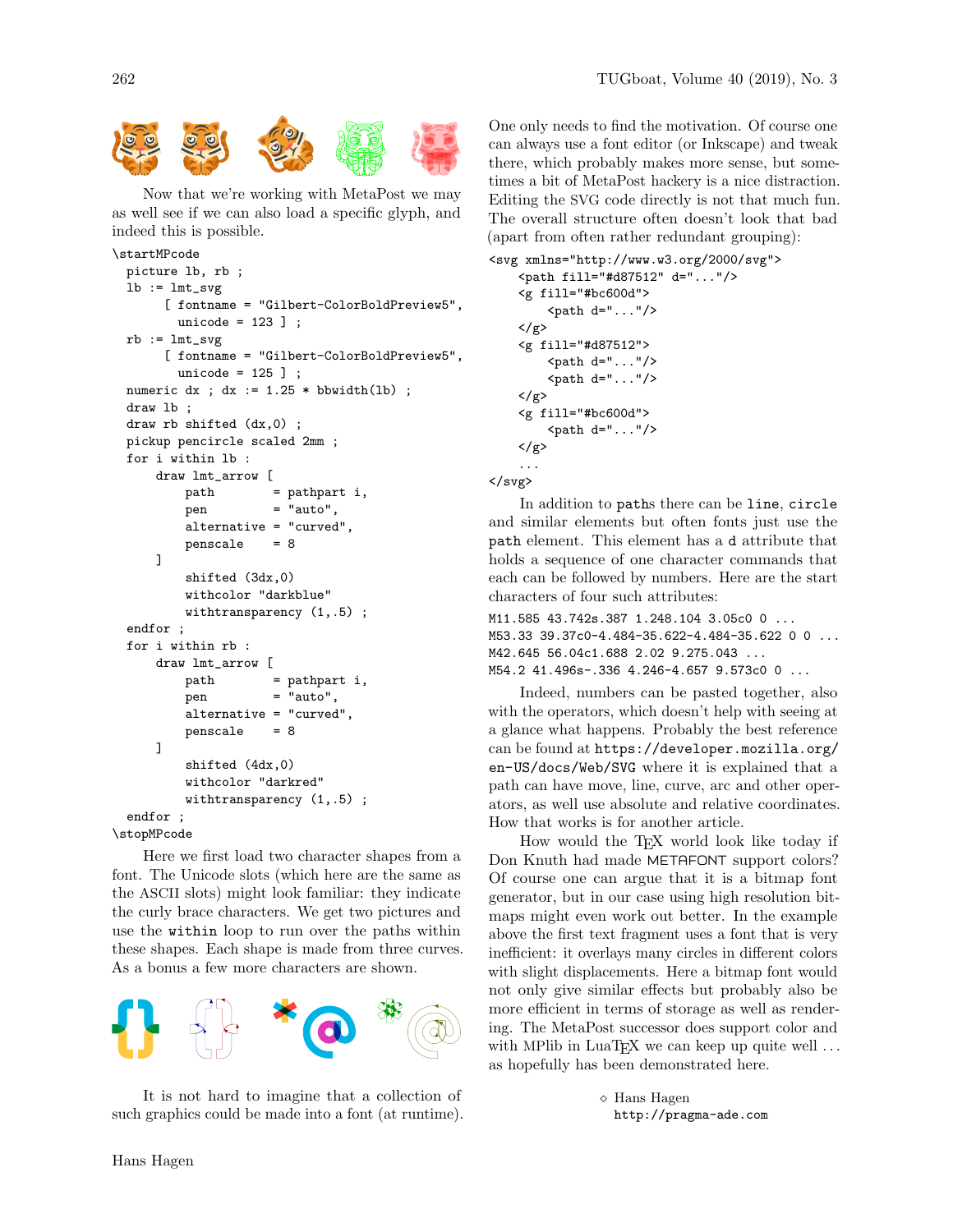Now that we're working with MetaPost we may as well see if we can also load a specific glyph, and indeed this is possible.

```
\startMPcode
  picture lb, rb ;
  lb := lmt_svg
       [ fontname = "Gilbert-ColorBoldPreview5",
         unicode = 123 ] ;
  rb := lmt_svg
       [ fontname = "Gilbert-ColorBoldPreview5",
         unicode = 125 ] ;
  numeric dx ; dx := 1.25 * bbwidth(lb) ;
  draw lb ;
  draw rb shifted (dx,0) ;
  pickup pencircle scaled 2mm ;
  for i within lb :
      draw lmt_arrow [
          path        = pathpart i,
          pen         = "auto",
          alternative = "curved",
          penscale    = 8
      ]
          shifted (3dx,0)
          withcolor "darkblue"
          withtransparency (1,.5) ;
  endfor ;
  for i within rb :
      draw lmt_arrow [
          path        = pathpart i,
          pen         = "auto",
          alternative = "curved",
          penscale    = 8
      ]
          shifted (4dx,0)
          withcolor "darkred"
          withtransparency (1,.5) ;
  endfor ;
\stopMPcode
```

Here we first load two character shapes from a font. The Unicode slots (which here are the same as the ASCII slots) might look familiar: they indicate the curly brace characters. We get two pictures and use the `within` loop to run over the paths within these shapes. Each shape is made from three curves. As a bonus a few more characters are shown.

It is not hard to imagine that a collection of such graphics could be made into a font (at runtime). One only needs to find the motivation. Of course one can always use a font editor (or Inkscape) and tweak there, which probably makes more sense, but sometimes a bit of MetaPost hackery is a nice distraction. Editing the SVG code directly is not that much fun. The overall structure often doesn't look that bad (apart from often rather redundant grouping):

```
<svg xmlns="http://www.w3.org/2000/svg">
    <path fill="#d87512" d="..."/>
    <g fill="#bc600d">
        <path d="..."/>
    </g>
    <g fill="#d87512">
        <path d="..."/>
        <path d="..."/>
    </g>
    <g fill="#bc600d">
        <path d="..."/>
    </g>
    ...
</svg>
```

In addition to `path`s there can be `line`, `circle` and similar elements but often fonts just use the `path` element. This element has a `d` attribute that holds a sequence of one character commands that each can be followed by numbers. Here are the start characters of four such attributes:

```
M11.585 43.742s.387 1.248.104 3.05c0 0 ...
M53.33 39.37c0-4.484-35.622-4.484-35.622 0 0 ...
M42.645 56.04c1.688 2.02 9.275.043 ...
M54.2 41.496s-.336 4.246-4.657 9.573c0 0 ...
```

Indeed, numbers can be pasted together, also with the operators, which doesn't help with seeing at a glance what happens. Probably the best reference can be found at `https://developer.mozilla.org/en-US/docs/Web/SVG` where it is explained that a path can have move, line, curve, arc and other operators, as well use absolute and relative coordinates. How that works is for another article.

How would the TEX world look like today if Don Knuth had made METAFONT support colors? Of course one can argue that it is a bitmap font generator, but in our case using high resolution bitmaps might even work out better. In the example above the first text fragment uses a font that is very inefficient: it overlays many circles in different colors with slight displacements. Here a bitmap font would not only give similar effects but probably also be more efficient in terms of storage as well as rendering. The MetaPost successor does support color and with MPlib in LuaTEX we can keep up quite well ... as hopefully has been demonstrated here.

◇ Hans Hagen
`http://pragma-ade.com`